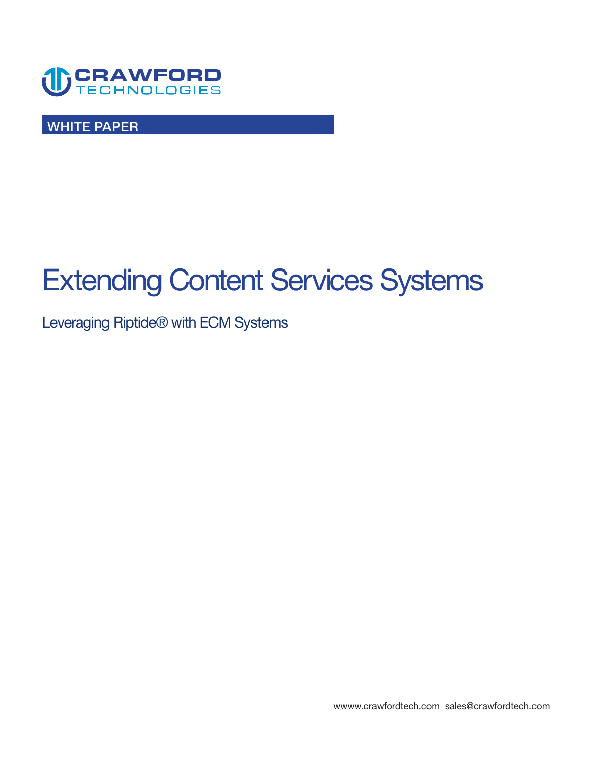CRAWFORD TECHNOLOGIES

WHITE PAPER

# Extending Content Services Systems

## Leveraging Riptide® with ECM Systems

wwww.crawfordtech.com sales@crawfordtech.com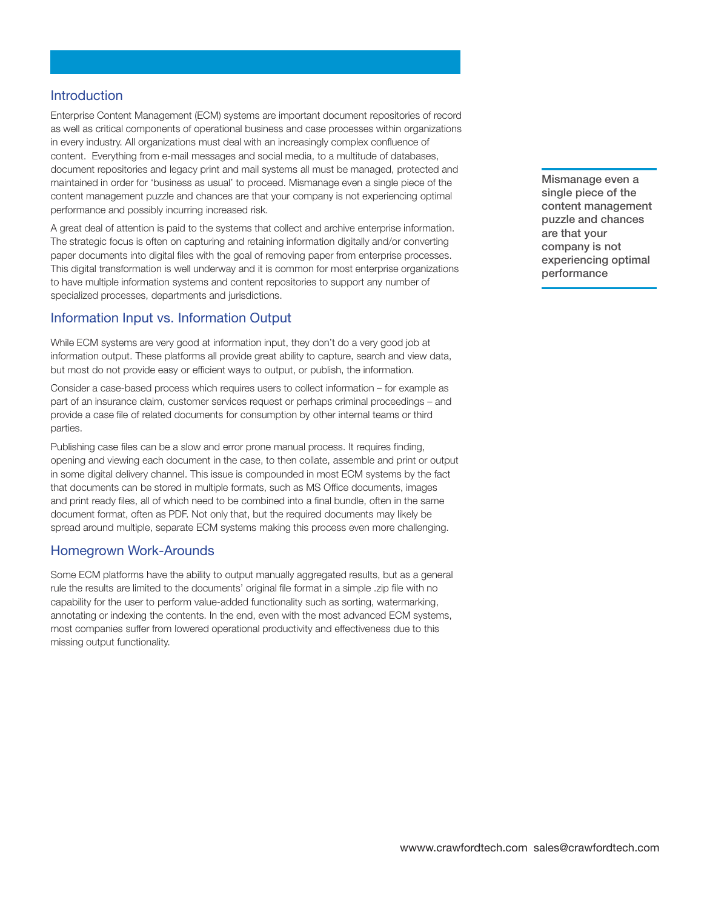## Introduction

Enterprise Content Management (ECM) systems are important document repositories of record as well as critical components of operational business and case processes within organizations in every industry. All organizations must deal with an increasingly complex confluence of content. Everything from e-mail messages and social media, to a multitude of databases, document repositories and legacy print and mail systems all must be managed, protected and maintained in order for 'business as usual' to proceed. Mismanage even a single piece of the content management puzzle and chances are that your company is not experiencing optimal performance and possibly incurring increased risk.

A great deal of attention is paid to the systems that collect and archive enterprise information. The strategic focus is often on capturing and retaining information digitally and/or converting paper documents into digital files with the goal of removing paper from enterprise processes. This digital transformation is well underway and it is common for most enterprise organizations to have multiple information systems and content repositories to support any number of specialized processes, departments and jurisdictions.

**Mismanage even a single piece of the content management puzzle and chances are that your company is not experiencing optimal performance**

## Information Input vs. Information Output

While ECM systems are very good at information input, they don't do a very good job at information output. These platforms all provide great ability to capture, search and view data, but most do not provide easy or efficient ways to output, or publish, the information.

Consider a case-based process which requires users to collect information – for example as part of an insurance claim, customer services request or perhaps criminal proceedings – and provide a case file of related documents for consumption by other internal teams or third parties.

Publishing case files can be a slow and error prone manual process. It requires finding, opening and viewing each document in the case, to then collate, assemble and print or output in some digital delivery channel. This issue is compounded in most ECM systems by the fact that documents can be stored in multiple formats, such as MS Office documents, images and print ready files, all of which need to be combined into a final bundle, often in the same document format, often as PDF. Not only that, but the required documents may likely be spread around multiple, separate ECM systems making this process even more challenging.

## Homegrown Work-Arounds

Some ECM platforms have the ability to output manually aggregated results, but as a general rule the results are limited to the documents' original file format in a simple .zip file with no capability for the user to perform value-added functionality such as sorting, watermarking, annotating or indexing the contents. In the end, even with the most advanced ECM systems, most companies suffer from lowered operational productivity and effectiveness due to this missing output functionality.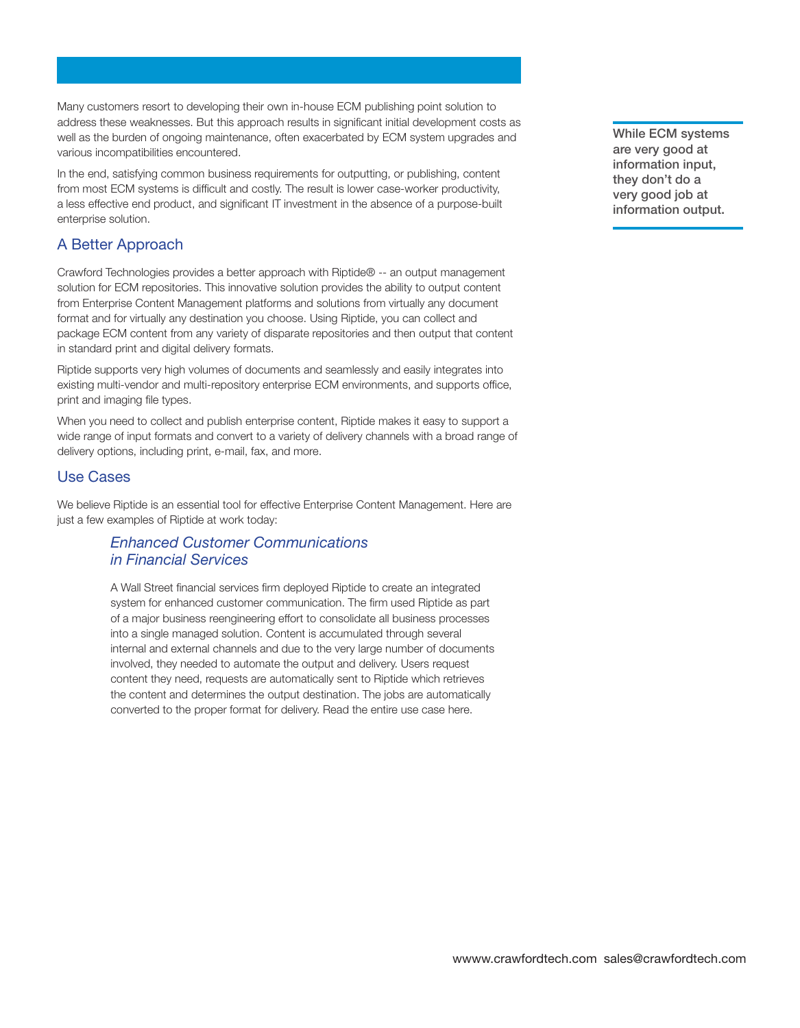Many customers resort to developing their own in-house ECM publishing point solution to address these weaknesses. But this approach results in significant initial development costs as well as the burden of ongoing maintenance, often exacerbated by ECM system upgrades and various incompatibilities encountered.

In the end, satisfying common business requirements for outputting, or publishing, content from most ECM systems is difficult and costly. The result is lower case-worker productivity, a less effective end product, and significant IT investment in the absence of a purpose-built enterprise solution.

**While ECM systems are very good at information input, they don't do a very good job at information output.**

## A Better Approach

Crawford Technologies provides a better approach with Riptide® -- an output management solution for ECM repositories. This innovative solution provides the ability to output content from Enterprise Content Management platforms and solutions from virtually any document format and for virtually any destination you choose. Using Riptide, you can collect and package ECM content from any variety of disparate repositories and then output that content in standard print and digital delivery formats.

Riptide supports very high volumes of documents and seamlessly and easily integrates into existing multi-vendor and multi-repository enterprise ECM environments, and supports office, print and imaging file types.

When you need to collect and publish enterprise content, Riptide makes it easy to support a wide range of input formats and convert to a variety of delivery channels with a broad range of delivery options, including print, e-mail, fax, and more.

## Use Cases

We believe Riptide is an essential tool for effective Enterprise Content Management. Here are just a few examples of Riptide at work today:

### *Enhanced Customer Communications in Financial Services*

A Wall Street financial services firm deployed Riptide to create an integrated system for enhanced customer communication. The firm used Riptide as part of a major business reengineering effort to consolidate all business processes into a single managed solution. Content is accumulated through several internal and external channels and due to the very large number of documents involved, they needed to automate the output and delivery. Users request content they need, requests are automatically sent to Riptide which retrieves the content and determines the output destination. The jobs are automatically converted to the proper format for delivery. Read the entire use case here.

wwww.crawfordtech.com sales@crawfordtech.com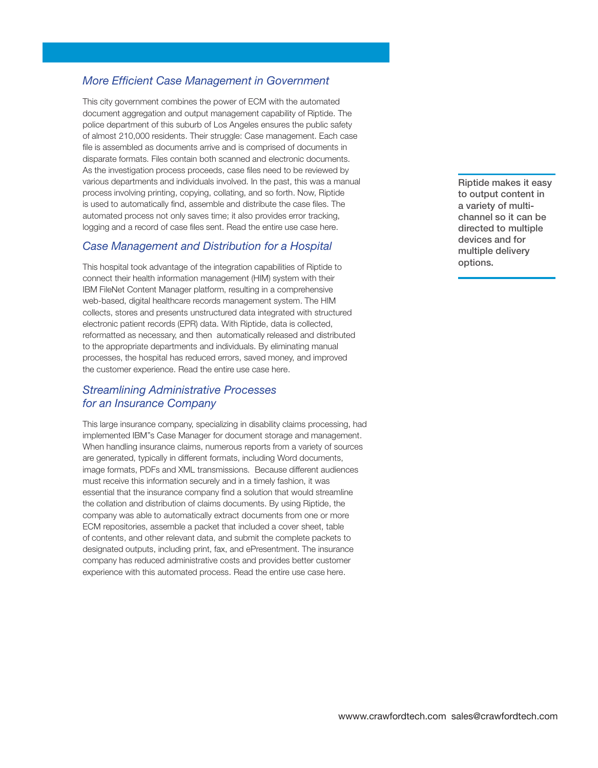## *More Efficient Case Management in Government*

This city government combines the power of ECM with the automated document aggregation and output management capability of Riptide. The police department of this suburb of Los Angeles ensures the public safety of almost 210,000 residents. Their struggle: Case management. Each case file is assembled as documents arrive and is comprised of documents in disparate formats. Files contain both scanned and electronic documents. As the investigation process proceeds, case files need to be reviewed by various departments and individuals involved. In the past, this was a manual process involving printing, copying, collating, and so forth. Now, Riptide is used to automatically find, assemble and distribute the case files. The automated process not only saves time; it also provides error tracking, logging and a record of case files sent. Read the entire use case here.

**Riptide makes it easy to output content in a variety of multi-channel so it can be directed to multiple devices and for multiple delivery options.**

## *Case Management and Distribution for a Hospital*

This hospital took advantage of the integration capabilities of Riptide to connect their health information management (HIM) system with their IBM FileNet Content Manager platform, resulting in a comprehensive web-based, digital healthcare records management system. The HIM collects, stores and presents unstructured data integrated with structured electronic patient records (EPR) data. With Riptide, data is collected, reformatted as necessary, and then automatically released and distributed to the appropriate departments and individuals. By eliminating manual processes, the hospital has reduced errors, saved money, and improved the customer experience. Read the entire use case here.

## *Streamlining Administrative Processes for an Insurance Company*

This large insurance company, specializing in disability claims processing, had implemented IBM"s Case Manager for document storage and management. When handling insurance claims, numerous reports from a variety of sources are generated, typically in different formats, including Word documents, image formats, PDFs and XML transmissions. Because different audiences must receive this information securely and in a timely fashion, it was essential that the insurance company find a solution that would streamline the collation and distribution of claims documents. By using Riptide, the company was able to automatically extract documents from one or more ECM repositories, assemble a packet that included a cover sheet, table of contents, and other relevant data, and submit the complete packets to designated outputs, including print, fax, and ePresentment. The insurance company has reduced administrative costs and provides better customer experience with this automated process. Read the entire use case here.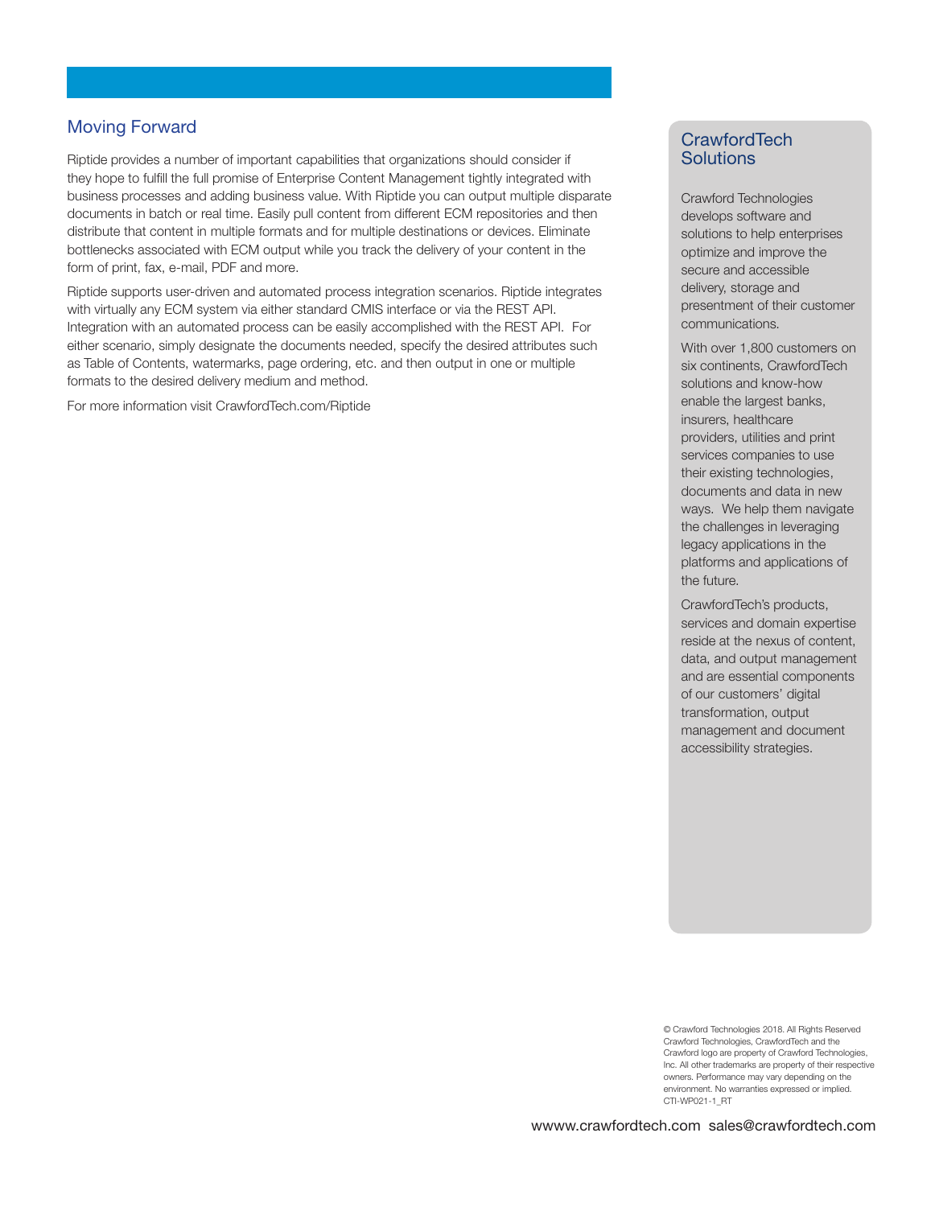## Moving Forward

Riptide provides a number of important capabilities that organizations should consider if they hope to fulfill the full promise of Enterprise Content Management tightly integrated with business processes and adding business value. With Riptide you can output multiple disparate documents in batch or real time. Easily pull content from different ECM repositories and then distribute that content in multiple formats and for multiple destinations or devices. Eliminate bottlenecks associated with ECM output while you track the delivery of your content in the form of print, fax, e-mail, PDF and more.

Riptide supports user-driven and automated process integration scenarios. Riptide integrates with virtually any ECM system via either standard CMIS interface or via the REST API. Integration with an automated process can be easily accomplished with the REST API. For either scenario, simply designate the documents needed, specify the desired attributes such as Table of Contents, watermarks, page ordering, etc. and then output in one or multiple formats to the desired delivery medium and method.

For more information visit CrawfordTech.com/Riptide

## CrawfordTech Solutions

Crawford Technologies develops software and solutions to help enterprises optimize and improve the secure and accessible delivery, storage and presentment of their customer communications.

With over 1,800 customers on six continents, CrawfordTech solutions and know-how enable the largest banks, insurers, healthcare providers, utilities and print services companies to use their existing technologies, documents and data in new ways. We help them navigate the challenges in leveraging legacy applications in the platforms and applications of the future.

CrawfordTech's products, services and domain expertise reside at the nexus of content, data, and output management and are essential components of our customers' digital transformation, output management and document accessibility strategies.

© Crawford Technologies 2018. All Rights Reserved Crawford Technologies, CrawfordTech and the Crawford logo are property of Crawford Technologies, Inc. All other trademarks are property of their respective owners. Performance may vary depending on the environment. No warranties expressed or implied. CTI-WP021-1_RT

wwww.crawfordtech.com sales@crawfordtech.com